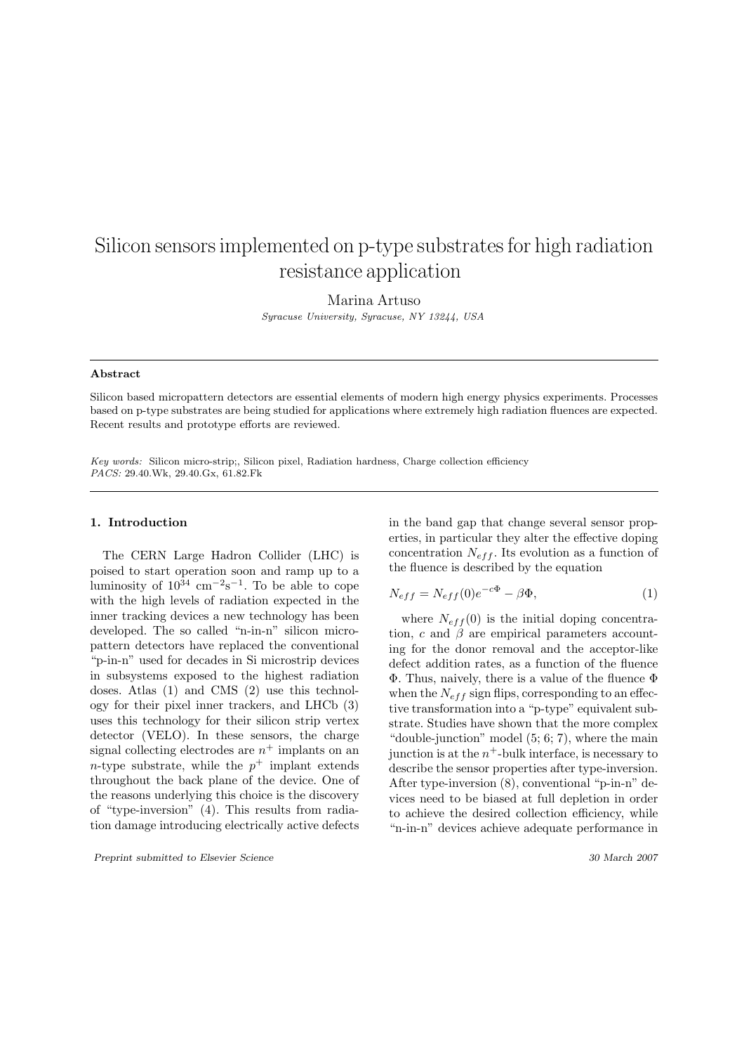# Silicon sensors implemented on p-type substrates for high radiation resistance application

Marina Artuso

*Syracuse University, Syracuse, NY 13244, USA*

---

**Abstract**

Silicon based micropattern detectors are essential elements of modern high energy physics experiments. Processes based on p-type substrates are being studied for applications where extremely high radiation fluences are expected. Recent results and prototype efforts are reviewed.

*Key words:* Silicon micro-strip;, Silicon pixel, Radiation hardness, Charge collection efficiency
*PACS:* 29.40.Wk, 29.40.Gx, 61.82.Fk

---

## 1. Introduction

The CERN Large Hadron Collider (LHC) is poised to start operation soon and ramp up to a luminosity of $10^{34}$ cm$^{-2}$s$^{-1}$. To be able to cope with the high levels of radiation expected in the inner tracking devices a new technology has been developed. The so called "n-in-n" silicon micropattern detectors have replaced the conventional "p-in-n" used for decades in Si microstrip devices in subsystems exposed to the highest radiation doses. Atlas (1) and CMS (2) use this technology for their pixel inner trackers, and LHCb (3) uses this technology for their silicon strip vertex detector (VELO). In these sensors, the charge signal collecting electrodes are $n^+$ implants on an $n$-type substrate, while the $p^+$ implant extends throughout the back plane of the device. One of the reasons underlying this choice is the discovery of "type-inversion" (4). This results from radiation damage introducing electrically active defects in the band gap that change several sensor properties, in particular they alter the effective doping concentration $N_{eff}$. Its evolution as a function of the fluence is described by the equation

$$N_{eff} = N_{eff}(0)e^{-c\Phi} - \beta\Phi, \tag{1}$$

where $N_{eff}(0)$ is the initial doping concentration, $c$ and $\beta$ are empirical parameters accounting for the donor removal and the acceptor-like defect addition rates, as a function of the fluence $\Phi$. Thus, naively, there is a value of the fluence $\Phi$ when the $N_{eff}$ sign flips, corresponding to an effective transformation into a "p-type" equivalent substrate. Studies have shown that the more complex "double-junction" model (5; 6; 7), where the main junction is at the $n^+$-bulk interface, is necessary to describe the sensor properties after type-inversion. After type-inversion (8), conventional "p-in-n" devices need to be biased at full depletion in order to achieve the desired collection efficiency, while "n-in-n" devices achieve adequate performance in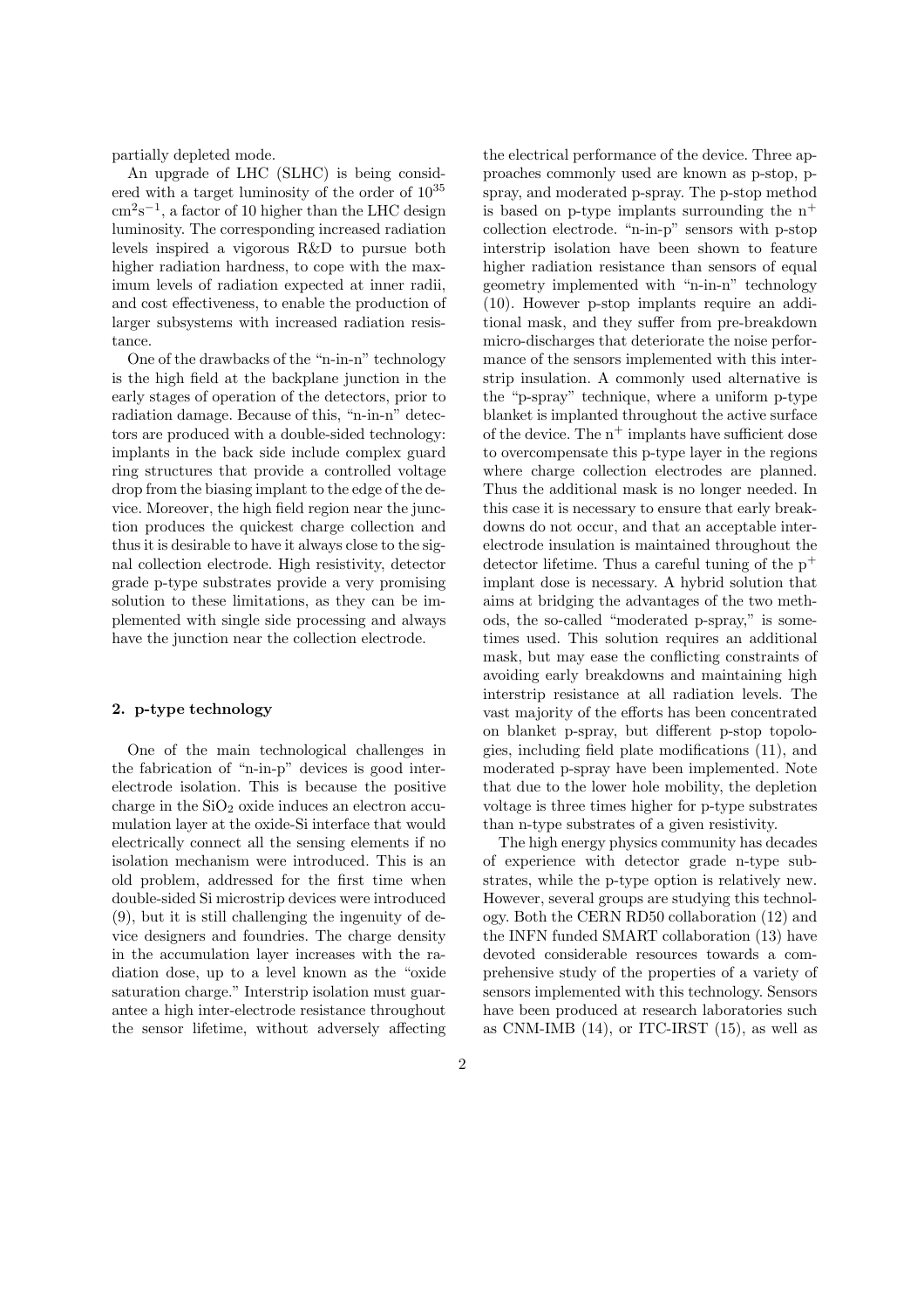partially depleted mode.

An upgrade of LHC (SLHC) is being considered with a target luminosity of the order of $10^{35}$ $\mathrm{cm}^2\mathrm{s}^{-1}$, a factor of 10 higher than the LHC design luminosity. The corresponding increased radiation levels inspired a vigorous R&D to pursue both higher radiation hardness, to cope with the maximum levels of radiation expected at inner radii, and cost effectiveness, to enable the production of larger subsystems with increased radiation resistance.

One of the drawbacks of the "n-in-n" technology is the high field at the backplane junction in the early stages of operation of the detectors, prior to radiation damage. Because of this, "n-in-n" detectors are produced with a double-sided technology: implants in the back side include complex guard ring structures that provide a controlled voltage drop from the biasing implant to the edge of the device. Moreover, the high field region near the junction produces the quickest charge collection and thus it is desirable to have it always close to the signal collection electrode. High resistivity, detector grade p-type substrates provide a very promising solution to these limitations, as they can be implemented with single side processing and always have the junction near the collection electrode.

## 2. p-type technology

One of the main technological challenges in the fabrication of "n-in-p" devices is good inter-electrode isolation. This is because the positive charge in the $SiO_2$ oxide induces an electron accumulation layer at the oxide-Si interface that would electrically connect all the sensing elements if no isolation mechanism were introduced. This is an old problem, addressed for the first time when double-sided Si microstrip devices were introduced (9), but it is still challenging the ingenuity of device designers and foundries. The charge density in the accumulation layer increases with the radiation dose, up to a level known as the "oxide saturation charge." Interstrip isolation must guarantee a high inter-electrode resistance throughout the sensor lifetime, without adversely affecting the electrical performance of the device. Three approaches commonly used are known as p-stop, p-spray, and moderated p-spray. The p-stop method is based on p-type implants surrounding the $n^+$ collection electrode. "n-in-p" sensors with p-stop interstrip isolation have been shown to feature higher radiation resistance than sensors of equal geometry implemented with "n-in-n" technology (10). However p-stop implants require an additional mask, and they suffer from pre-breakdown micro-discharges that deteriorate the noise performance of the sensors implemented with this interstrip insulation. A commonly used alternative is the "p-spray" technique, where a uniform p-type blanket is implanted throughout the active surface of the device. The $n^+$ implants have sufficient dose to overcompensate this p-type layer in the regions where charge collection electrodes are planned. Thus the additional mask is no longer needed. In this case it is necessary to ensure that early breakdowns do not occur, and that an acceptable inter-electrode insulation is maintained throughout the detector lifetime. Thus a careful tuning of the $p^+$ implant dose is necessary. A hybrid solution that aims at bridging the advantages of the two methods, the so-called "moderated p-spray," is sometimes used. This solution requires an additional mask, but may ease the conflicting constraints of avoiding early breakdowns and maintaining high interstrip resistance at all radiation levels. The vast majority of the efforts has been concentrated on blanket p-spray, but different p-stop topologies, including field plate modifications (11), and moderated p-spray have been implemented. Note that due to the lower hole mobility, the depletion voltage is three times higher for p-type substrates than n-type substrates of a given resistivity.

The high energy physics community has decades of experience with detector grade n-type substrates, while the p-type option is relatively new. However, several groups are studying this technology. Both the CERN RD50 collaboration (12) and the INFN funded SMART collaboration (13) have devoted considerable resources towards a comprehensive study of the properties of a variety of sensors implemented with this technology. Sensors have been produced at research laboratories such as CNM-IMB (14), or ITC-IRST (15), as well as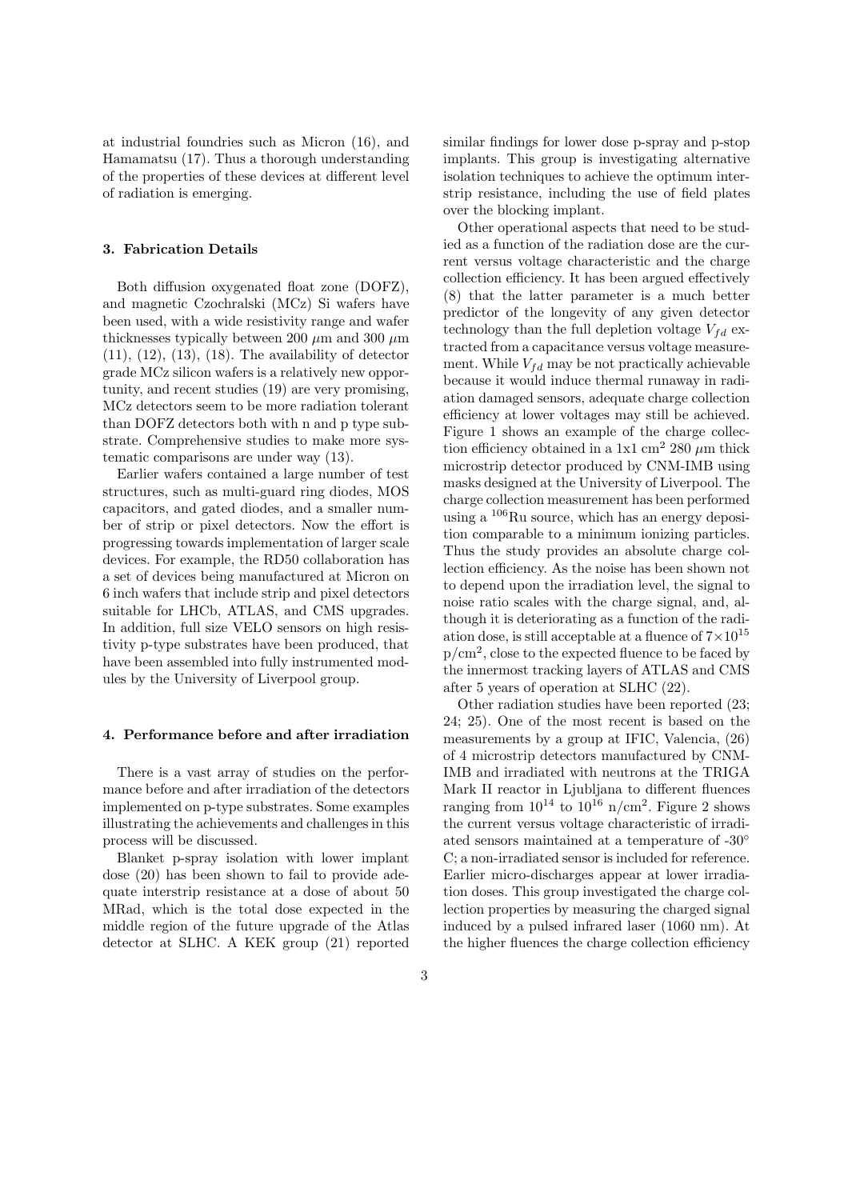at industrial foundries such as Micron (16), and Hamamatsu (17). Thus a thorough understanding of the properties of these devices at different level of radiation is emerging.

### 3. Fabrication Details

Both diffusion oxygenated float zone (DOFZ), and magnetic Czochralski (MCz) Si wafers have been used, with a wide resistivity range and wafer thicknesses typically between 200 $\mu$m and 300 $\mu$m (11), (12), (13), (18). The availability of detector grade MCz silicon wafers is a relatively new opportunity, and recent studies (19) are very promising, MCz detectors seem to be more radiation tolerant than DOFZ detectors both with n and p type substrate. Comprehensive studies to make more systematic comparisons are under way (13).

Earlier wafers contained a large number of test structures, such as multi-guard ring diodes, MOS capacitors, and gated diodes, and a smaller number of strip or pixel detectors. Now the effort is progressing towards implementation of larger scale devices. For example, the RD50 collaboration has a set of devices being manufactured at Micron on 6 inch wafers that include strip and pixel detectors suitable for LHCb, ATLAS, and CMS upgrades. In addition, full size VELO sensors on high resistivity p-type substrates have been produced, that have been assembled into fully instrumented modules by the University of Liverpool group.

### 4. Performance before and after irradiation

There is a vast array of studies on the performance before and after irradiation of the detectors implemented on p-type substrates. Some examples illustrating the achievements and challenges in this process will be discussed.

Blanket p-spray isolation with lower implant dose (20) has been shown to fail to provide adequate interstrip resistance at a dose of about 50 MRad, which is the total dose expected in the middle region of the future upgrade of the Atlas detector at SLHC. A KEK group (21) reported similar findings for lower dose p-spray and p-stop implants. This group is investigating alternative isolation techniques to achieve the optimum interstrip resistance, including the use of field plates over the blocking implant.

Other operational aspects that need to be studied as a function of the radiation dose are the current versus voltage characteristic and the charge collection efficiency. It has been argued effectively (8) that the latter parameter is a much better predictor of the longevity of any given detector technology than the full depletion voltage $V_{fd}$ extracted from a capacitance versus voltage measurement. While $V_{fd}$ may be not practically achievable because it would induce thermal runaway in radiation damaged sensors, adequate charge collection efficiency at lower voltages may still be achieved. Figure 1 shows an example of the charge collection efficiency obtained in a 1x1 cm$^2$ 280 $\mu$m thick microstrip detector produced by CNM-IMB using masks designed at the University of Liverpool. The charge collection measurement has been performed using a $^{106}$Ru source, which has an energy deposition comparable to a minimum ionizing particles. Thus the study provides an absolute charge collection efficiency. As the noise has been shown not to depend upon the irradiation level, the signal to noise ratio scales with the charge signal, and, although it is deteriorating as a function of the radiation dose, is still acceptable at a fluence of $7\times10^{15}$ p/cm$^2$, close to the expected fluence to be faced by the innermost tracking layers of ATLAS and CMS after 5 years of operation at SLHC (22).

Other radiation studies have been reported (23; 24; 25). One of the most recent is based on the measurements by a group at IFIC, Valencia, (26) of 4 microstrip detectors manufactured by CNM-IMB and irradiated with neutrons at the TRIGA Mark II reactor in Ljubljana to different fluences ranging from $10^{14}$ to $10^{16}$ n/cm$^2$. Figure 2 shows the current versus voltage characteristic of irradiated sensors maintained at a temperature of -30° C; a non-irradiated sensor is included for reference. Earlier micro-discharges appear at lower irradiation doses. This group investigated the charge collection properties by measuring the charged signal induced by a pulsed infrared laser (1060 nm). At the higher fluences the charge collection efficiency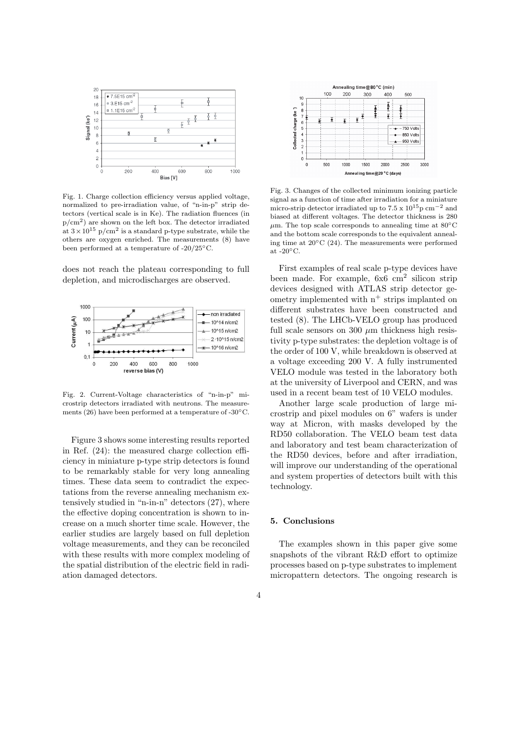Fig. 1. Charge collection efficiency versus applied voltage, normalized to pre-irradiation value, of "n-in-p" strip detectors (vertical scale is in Ke). The radiation fluences (in $p/cm^2$) are shown on the left box. The detector irradiated at $3 \times 10^{15}$ $p/cm^2$ is a standard p-type substrate, while the others are oxygen enriched. The measurements (8) have been performed at a temperature of -20/25°C.

does not reach the plateau corresponding to full depletion, and microdischarges are observed.

Fig. 2. Current-Voltage characteristics of "n-in-p" microstrip detectors irradiated with neutrons. The measurements (26) have been performed at a temperature of -30°C.

Figure 3 shows some interesting results reported in Ref. (24): the measured charge collection efficiency in miniature p-type strip detectors is found to be remarkably stable for very long annealing times. These data seem to contradict the expectations from the reverse annealing mechanism extensively studied in "n-in-n" detectors (27), where the effective doping concentration is shown to increase on a much shorter time scale. However, the earlier studies are largely based on full depletion voltage measurements, and they can be reconciled with these results with more complex modeling of the spatial distribution of the electric field in radiation damaged detectors.

Fig. 3. Changes of the collected minimum ionizing particle signal as a function of time after irradiation for a miniature micro-strip detector irradiated up to 7.5 x $10^{15}$p $cm^{-2}$ and biased at different voltages. The detector thickness is 280 $\mu$m. The top scale corresponds to annealing time at 80°C and the bottom scale corresponds to the equivalent annealing time at 20°C (24). The measurements were performed at -20°C.

First examples of real scale p-type devices have been made. For example, 6x6 $cm^2$ silicon strip devices designed with ATLAS strip detector geometry implemented with $n^+$ strips implanted on different substrates have been constructed and tested (8). The LHCb-VELO group has produced full scale sensors on 300 $\mu$m thickness high resistivity p-type substrates: the depletion voltage is of the order of 100 V, while breakdown is observed at a voltage exceeding 200 V. A fully instrumented VELO module was tested in the laboratory both at the university of Liverpool and CERN, and was used in a recent beam test of 10 VELO modules.

Another large scale production of large microstrip and pixel modules on 6" wafers is under way at Micron, with masks developed by the RD50 collaboration. The VELO beam test data and laboratory and test beam characterization of the RD50 devices, before and after irradiation, will improve our understanding of the operational and system properties of detectors built with this technology.

## 5. Conclusions

The examples shown in this paper give some snapshots of the vibrant R&D effort to optimize processes based on p-type substrates to implement micropattern detectors. The ongoing research is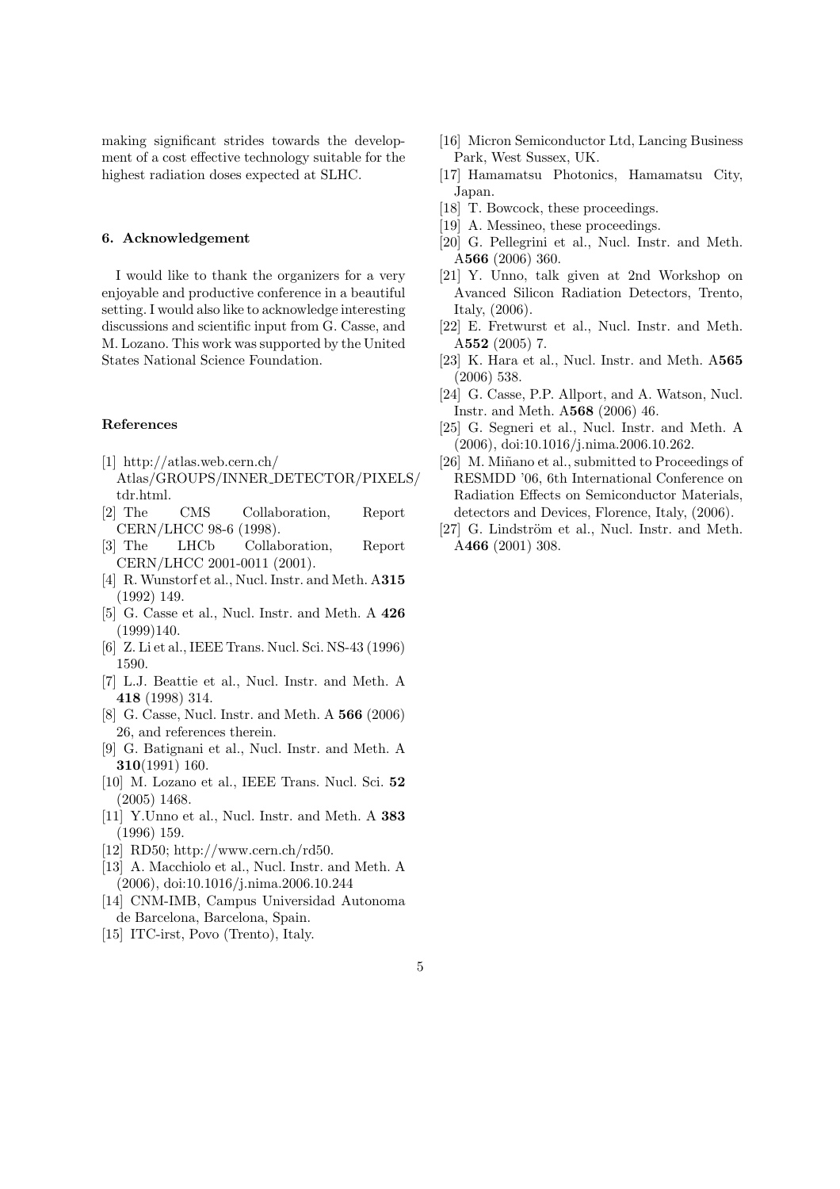making significant strides towards the development of a cost effective technology suitable for the highest radiation doses expected at SLHC.

### 6. Acknowledgement

I would like to thank the organizers for a very enjoyable and productive conference in a beautiful setting. I would also like to acknowledge interesting discussions and scientific input from G. Casse, and M. Lozano. This work was supported by the United States National Science Foundation.

### References

[1] http://atlas.web.cern.ch/Atlas/GROUPS/INNER_DETECTOR/PIXELS/tdr.html.

[2] The CMS Collaboration, Report CERN/LHCC 98-6 (1998).

[3] The LHCb Collaboration, Report CERN/LHCC 2001-0011 (2001).

[4] R. Wunstorf et al., Nucl. Instr. and Meth. A**315** (1992) 149.

[5] G. Casse et al., Nucl. Instr. and Meth. A **426** (1999)140.

[6] Z. Li et al., IEEE Trans. Nucl. Sci. NS-43 (1996) 1590.

[7] L.J. Beattie et al., Nucl. Instr. and Meth. A **418** (1998) 314.

[8] G. Casse, Nucl. Instr. and Meth. A **566** (2006) 26, and references therein.

[9] G. Batignani et al., Nucl. Instr. and Meth. A **310**(1991) 160.

[10] M. Lozano et al., IEEE Trans. Nucl. Sci. **52** (2005) 1468.

[11] Y.Unno et al., Nucl. Instr. and Meth. A **383** (1996) 159.

[12] RD50; http://www.cern.ch/rd50.

[13] A. Macchiolo et al., Nucl. Instr. and Meth. A (2006), doi:10.1016/j.nima.2006.10.244

[14] CNM-IMB, Campus Universidad Autonoma de Barcelona, Barcelona, Spain.

[15] ITC-irst, Povo (Trento), Italy.

[16] Micron Semiconductor Ltd, Lancing Business Park, West Sussex, UK.

[17] Hamamatsu Photonics, Hamamatsu City, Japan.

[18] T. Bowcock, these proceedings.

[19] A. Messineo, these proceedings.

[20] G. Pellegrini et al., Nucl. Instr. and Meth. A**566** (2006) 360.

[21] Y. Unno, talk given at 2nd Workshop on Avanced Silicon Radiation Detectors, Trento, Italy, (2006).

[22] E. Fretwurst et al., Nucl. Instr. and Meth. A**552** (2005) 7.

[23] K. Hara et al., Nucl. Instr. and Meth. A**565** (2006) 538.

[24] G. Casse, P.P. Allport, and A. Watson, Nucl. Instr. and Meth. A**568** (2006) 46.

[25] G. Segneri et al., Nucl. Instr. and Meth. A (2006), doi:10.1016/j.nima.2006.10.262.

[26] M. Miñano et al., submitted to Proceedings of RESMDD '06, 6th International Conference on Radiation Effects on Semiconductor Materials, detectors and Devices, Florence, Italy, (2006).

[27] G. Lindström et al., Nucl. Instr. and Meth. A**466** (2001) 308.